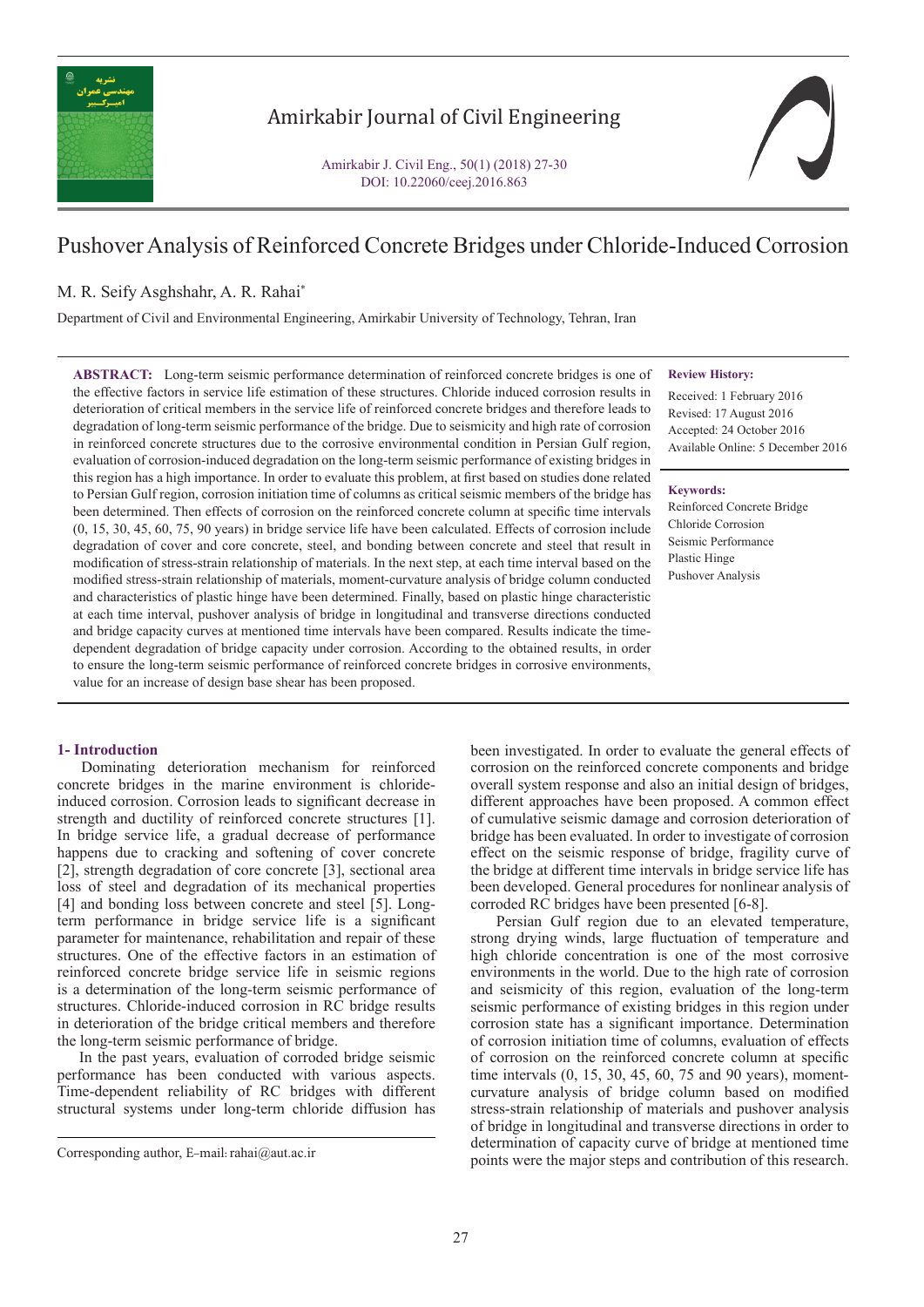# Pushover Analysis of Reinforced Concrete Bridges under Chloride-Induced Corrosion

M. R. Seify Asghshahr, A. R. Rahai*

Department of Civil and Environmental Engineering, Amirkabir University of Technology, Tehran, Iran

**ABSTRACT:** Long-term seismic performance determination of reinforced concrete bridges is one of the effective factors in service life estimation of these structures. Chloride induced corrosion results in deterioration of critical members in the service life of reinforced concrete bridges and therefore leads to degradation of long-term seismic performance of the bridge. Due to seismicity and high rate of corrosion in reinforced concrete structures due to the corrosive environmental condition in Persian Gulf region, evaluation of corrosion-induced degradation on the long-term seismic performance of existing bridges in this region has a high importance. In order to evaluate this problem, at first based on studies done related to Persian Gulf region, corrosion initiation time of columns as critical seismic members of the bridge has been determined. Then effects of corrosion on the reinforced concrete column at specific time intervals (0, 15, 30, 45, 60, 75, 90 years) in bridge service life have been calculated. Effects of corrosion include degradation of cover and core concrete, steel, and bonding between concrete and steel that result in modification of stress-strain relationship of materials. In the next step, at each time interval based on the modified stress-strain relationship of materials, moment-curvature analysis of bridge column conducted and characteristics of plastic hinge have been determined. Finally, based on plastic hinge characteristic at each time interval, pushover analysis of bridge in longitudinal and transverse directions conducted and bridge capacity curves at mentioned time intervals have been compared. Results indicate the time-dependent degradation of bridge capacity under corrosion. According to the obtained results, in order to ensure the long-term seismic performance of reinforced concrete bridges in corrosive environments, value for an increase of design base shear has been proposed.

**Review History:**

Received: 1 February 2016
Revised: 17 August 2016
Accepted: 24 October 2016
Available Online: 5 December 2016

**Keywords:**

Reinforced Concrete Bridge
Chloride Corrosion
Seismic Performance
Plastic Hinge
Pushover Analysis

## 1- Introduction

Dominating deterioration mechanism for reinforced concrete bridges in the marine environment is chloride-induced corrosion. Corrosion leads to significant decrease in strength and ductility of reinforced concrete structures [1]. In bridge service life, a gradual decrease of performance happens due to cracking and softening of cover concrete [2], strength degradation of core concrete [3], sectional area loss of steel and degradation of its mechanical properties [4] and bonding loss between concrete and steel [5]. Long-term performance in bridge service life is a significant parameter for maintenance, rehabilitation and repair of these structures. One of the effective factors in an estimation of reinforced concrete bridge service life in seismic regions is a determination of the long-term seismic performance of structures. Chloride-induced corrosion in RC bridge results in deterioration of the bridge critical members and therefore the long-term seismic performance of bridge.

In the past years, evaluation of corroded bridge seismic performance has been conducted with various aspects. Time-dependent reliability of RC bridges with different structural systems under long-term chloride diffusion has been investigated. In order to evaluate the general effects of corrosion on the reinforced concrete components and bridge overall system response and also an initial design of bridges, different approaches have been proposed. A common effect of cumulative seismic damage and corrosion deterioration of bridge has been evaluated. In order to investigate of corrosion effect on the seismic response of bridge, fragility curve of the bridge at different time intervals in bridge service life has been developed. General procedures for nonlinear analysis of corroded RC bridges have been presented [6-8].

Persian Gulf region due to an elevated temperature, strong drying winds, large fluctuation of temperature and high chloride concentration is one of the most corrosive environments in the world. Due to the high rate of corrosion and seismicity of this region, evaluation of the long-term seismic performance of existing bridges in this region under corrosion state has a significant importance. Determination of corrosion initiation time of columns, evaluation of effects of corrosion on the reinforced concrete column at specific time intervals (0, 15, 30, 45, 60, 75 and 90 years), moment-curvature analysis of bridge column based on modified stress-strain relationship of materials and pushover analysis of bridge in longitudinal and transverse directions in order to determination of capacity curve of bridge at mentioned time points were the major steps and contribution of this research.

Corresponding author, E-mail: rahai@aut.ac.ir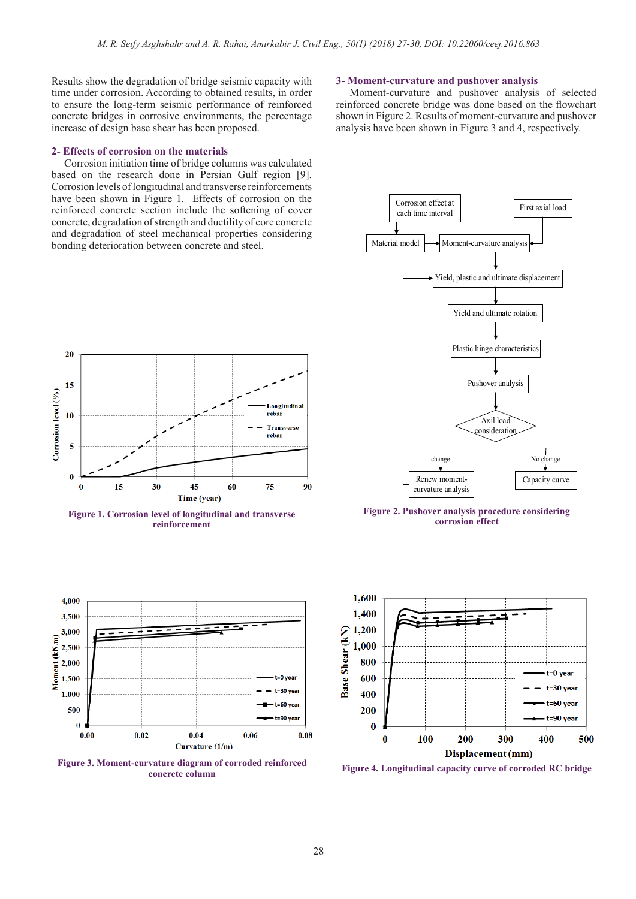Results show the degradation of bridge seismic capacity with time under corrosion. According to obtained results, in order to ensure the long-term seismic performance of reinforced concrete bridges in corrosive environments, the percentage increase of design base shear has been proposed.

## 2- Effects of corrosion on the materials

Corrosion initiation time of bridge columns was calculated based on the research done in Persian Gulf region [9]. Corrosion levels of longitudinal and transverse reinforcements have been shown in Figure 1. Effects of corrosion on the reinforced concrete section include the softening of cover concrete, degradation of strength and ductility of core concrete and degradation of steel mechanical properties considering bonding deterioration between concrete and steel.

**Figure 1. Corrosion level of longitudinal and transverse reinforcement**

## 3- Moment-curvature and pushover analysis

Moment-curvature and pushover analysis of selected reinforced concrete bridge was done based on the flowchart shown in Figure 2. Results of moment-curvature and pushover analysis have been shown in Figure 3 and 4, respectively.

**Figure 2. Pushover analysis procedure considering corrosion effect**

**Figure 3. Moment-curvature diagram of corroded reinforced concrete column**

**Figure 4. Longitudinal capacity curve of corroded RC bridge**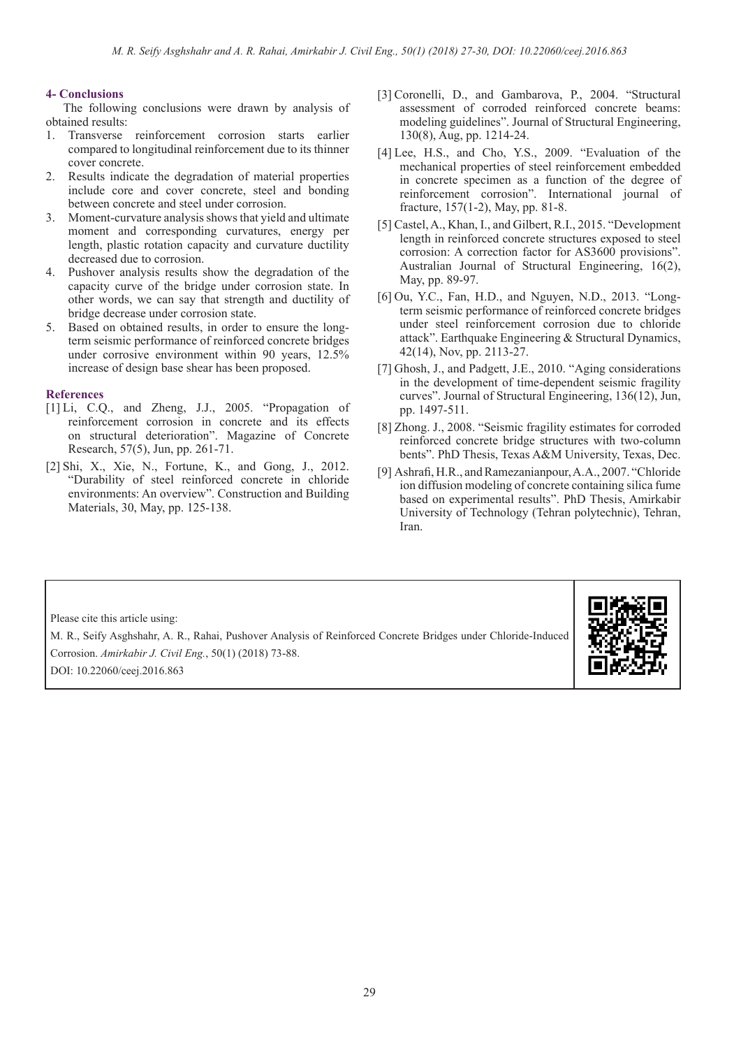### 4- Conclusions

The following conclusions were drawn by analysis of obtained results:

1. Transverse reinforcement corrosion starts earlier compared to longitudinal reinforcement due to its thinner cover concrete.
2. Results indicate the degradation of material properties include core and cover concrete, steel and bonding between concrete and steel under corrosion.
3. Moment-curvature analysis shows that yield and ultimate moment and corresponding curvatures, energy per length, plastic rotation capacity and curvature ductility decreased due to corrosion.
4. Pushover analysis results show the degradation of the capacity curve of the bridge under corrosion state. In other words, we can say that strength and ductility of bridge decrease under corrosion state.
5. Based on obtained results, in order to ensure the long-term seismic performance of reinforced concrete bridges under corrosive environment within 90 years, 12.5% increase of design base shear has been proposed.

### References

[1] Li, C.Q., and Zheng, J.J., 2005. "Propagation of reinforcement corrosion in concrete and its effects on structural deterioration". Magazine of Concrete Research, 57(5), Jun, pp. 261-71.

[2] Shi, X., Xie, N., Fortune, K., and Gong, J., 2012. "Durability of steel reinforced concrete in chloride environments: An overview". Construction and Building Materials, 30, May, pp. 125-138.

[3] Coronelli, D., and Gambarova, P., 2004. "Structural assessment of corroded reinforced concrete beams: modeling guidelines". Journal of Structural Engineering, 130(8), Aug, pp. 1214-24.

[4] Lee, H.S., and Cho, Y.S., 2009. "Evaluation of the mechanical properties of steel reinforcement embedded in concrete specimen as a function of the degree of reinforcement corrosion". International journal of fracture, 157(1-2), May, pp. 81-8.

[5] Castel, A., Khan, I., and Gilbert, R.I., 2015. "Development length in reinforced concrete structures exposed to steel corrosion: A correction factor for AS3600 provisions". Australian Journal of Structural Engineering, 16(2), May, pp. 89-97.

[6] Ou, Y.C., Fan, H.D., and Nguyen, N.D., 2013. "Long-term seismic performance of reinforced concrete bridges under steel reinforcement corrosion due to chloride attack". Earthquake Engineering & Structural Dynamics, 42(14), Nov, pp. 2113-27.

[7] Ghosh, J., and Padgett, J.E., 2010. "Aging considerations in the development of time-dependent seismic fragility curves". Journal of Structural Engineering, 136(12), Jun, pp. 1497-511.

[8] Zhong. J., 2008. "Seismic fragility estimates for corroded reinforced concrete bridge structures with two-column bents". PhD Thesis, Texas A&M University, Texas, Dec.

[9] Ashrafi, H.R., and Ramezanianpour, A.A., 2007. "Chloride ion diffusion modeling of concrete containing silica fume based on experimental results". PhD Thesis, Amirkabir University of Technology (Tehran polytechnic), Tehran, Iran.

Please cite this article using:

M. R., Seify Asghshahr, A. R., Rahai, Pushover Analysis of Reinforced Concrete Bridges under Chloride-Induced Corrosion. *Amirkabir J. Civil Eng.*, 50(1) (2018) 73-88.

DOI: 10.22060/ceej.2016.863